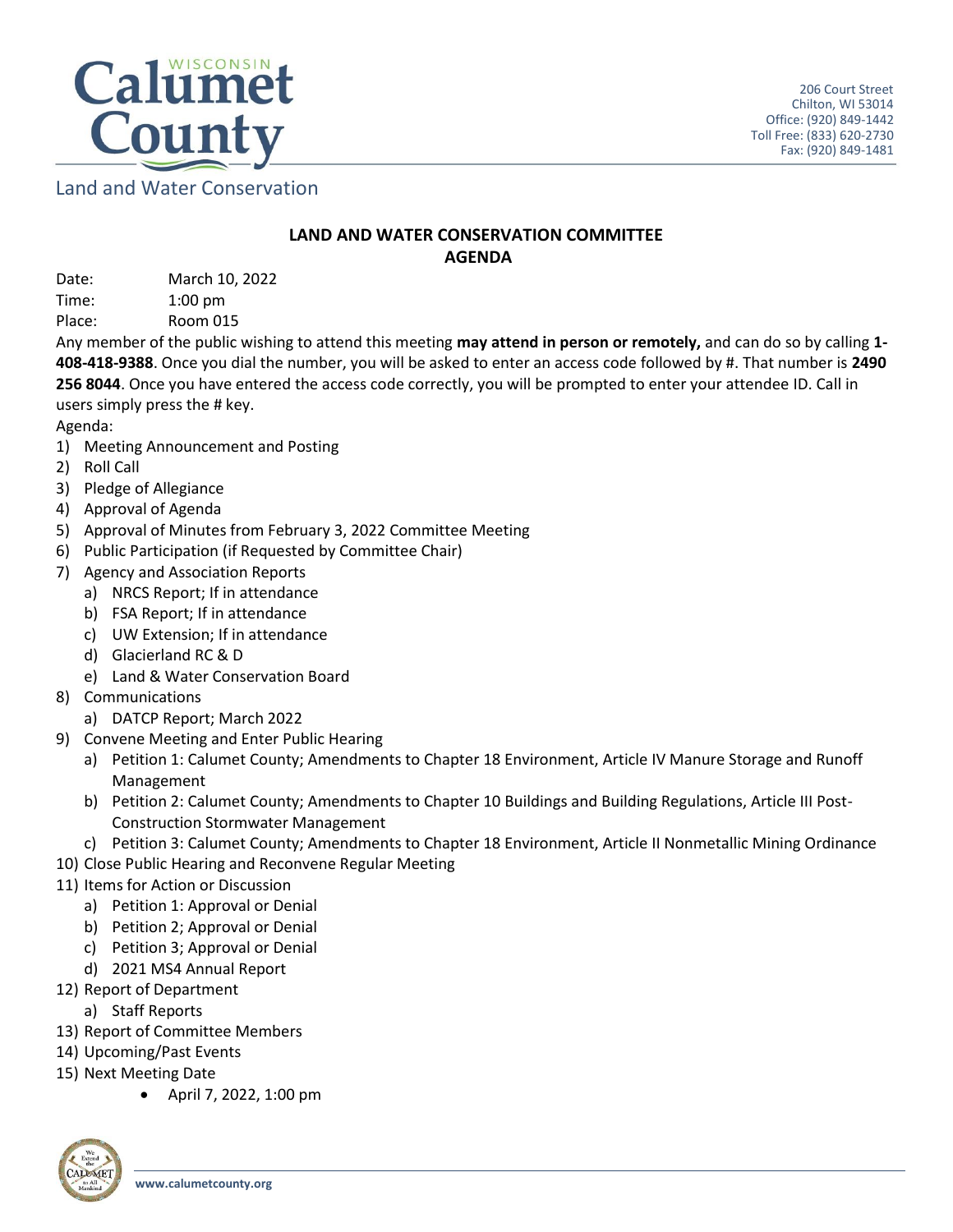Calumet County
Wisconsin

Land and Water Conservation

206 Court Street
Chilton, WI 53014
Office: (920) 849-1442
Toll Free: (833) 620-2730
Fax: (920) 849-1481

## LAND AND WATER CONSERVATION COMMITTEE
## AGENDA

Date: March 10, 2022
Time: 1:00 pm
Place: Room 015

Any member of the public wishing to attend this meeting **may attend in person or remotely,** and can do so by calling **1-408-418-9388**. Once you dial the number, you will be asked to enter an access code followed by #. That number is **2490 256 8044**. Once you have entered the access code correctly, you will be prompted to enter your attendee ID. Call in users simply press the # key.

Agenda:

1) Meeting Announcement and Posting
2) Roll Call
3) Pledge of Allegiance
4) Approval of Agenda
5) Approval of Minutes from February 3, 2022 Committee Meeting
6) Public Participation (if Requested by Committee Chair)
7) Agency and Association Reports
   a) NRCS Report; If in attendance
   b) FSA Report; If in attendance
   c) UW Extension; If in attendance
   d) Glacierland RC & D
   e) Land & Water Conservation Board
8) Communications
   a) DATCP Report; March 2022
9) Convene Meeting and Enter Public Hearing
   a) Petition 1: Calumet County; Amendments to Chapter 18 Environment, Article IV Manure Storage and Runoff Management
   b) Petition 2: Calumet County; Amendments to Chapter 10 Buildings and Building Regulations, Article III Post-Construction Stormwater Management
   c) Petition 3: Calumet County; Amendments to Chapter 18 Environment, Article II Nonmetallic Mining Ordinance
10) Close Public Hearing and Reconvene Regular Meeting
11) Items for Action or Discussion
    a) Petition 1: Approval or Denial
    b) Petition 2; Approval or Denial
    c) Petition 3; Approval or Denial
    d) 2021 MS4 Annual Report
12) Report of Department
    a) Staff Reports
13) Report of Committee Members
14) Upcoming/Past Events
15) Next Meeting Date
    - April 7, 2022, 1:00 pm

www.calumetcounty.org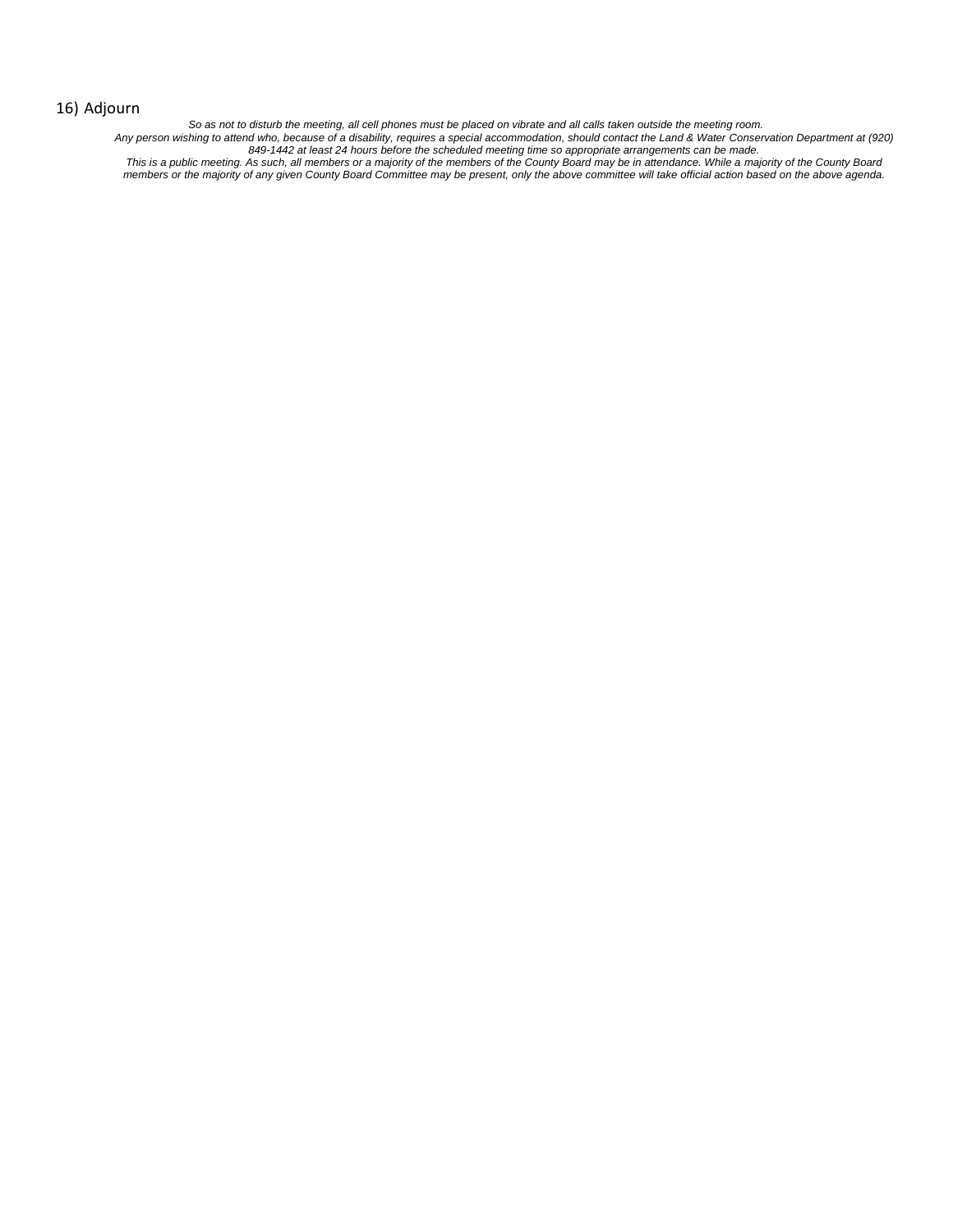16) Adjourn

*So as not to disturb the meeting, all cell phones must be placed on vibrate and all calls taken outside the meeting room.*

*Any person wishing to attend who, because of a disability, requires a special accommodation, should contact the Land & Water Conservation Department at (920) 849-1442 at least 24 hours before the scheduled meeting time so appropriate arrangements can be made.*

*This is a public meeting. As such, all members or a majority of the members of the County Board may be in attendance. While a majority of the County Board members or the majority of any given County Board Committee may be present, only the above committee will take official action based on the above agenda.*